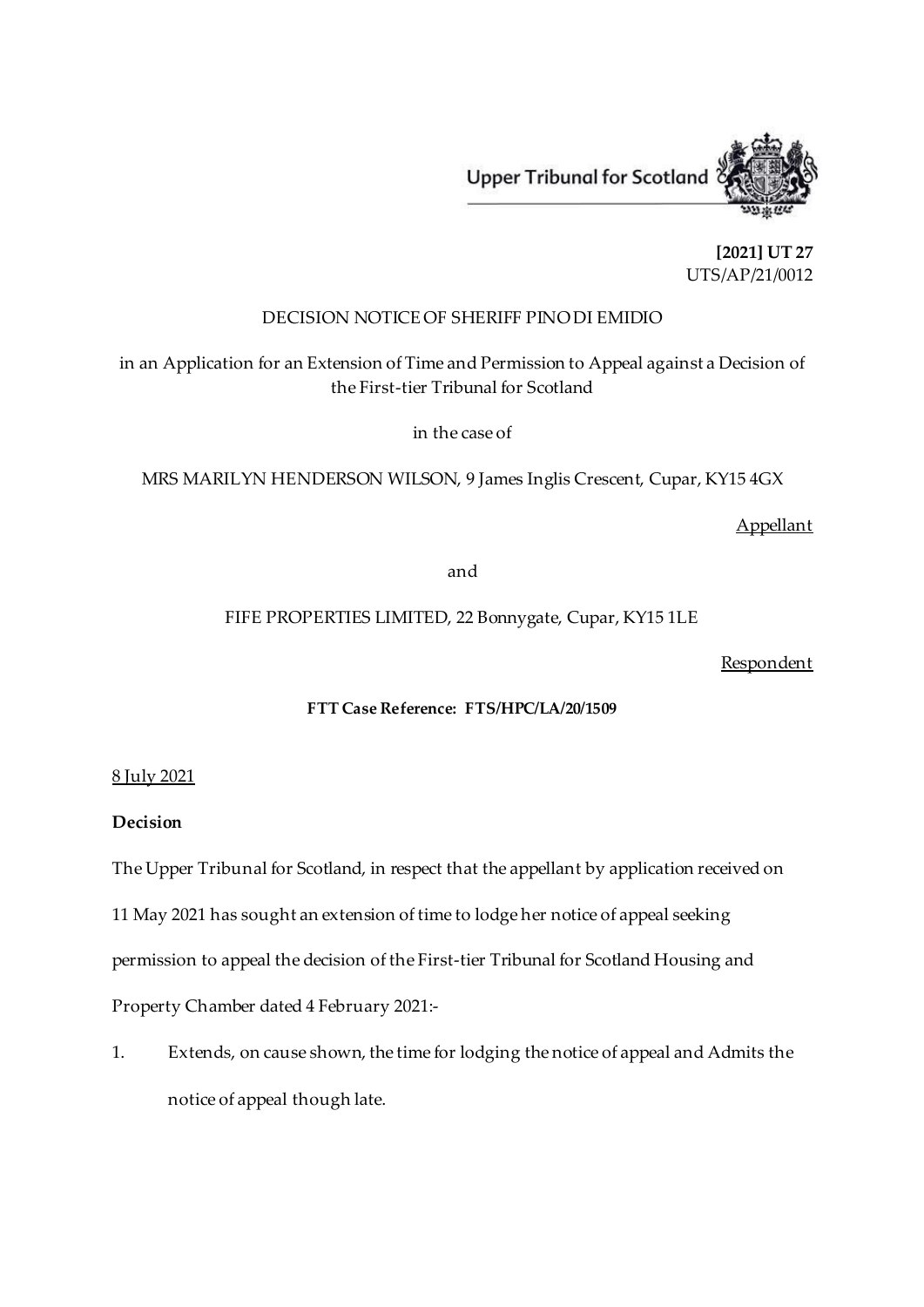Upper Tribunal for Scotland

**[2021] UT 27**
UTS/AP/21/0012

DECISION NOTICE OF SHERIFF PINO DI EMIDIO

in an Application for an Extension of Time and Permission to Appeal against a Decision of the First-tier Tribunal for Scotland

in the case of

MRS MARILYN HENDERSON WILSON, 9 James Inglis Crescent, Cupar, KY15 4GX

Appellant

and

FIFE PROPERTIES LIMITED, 22 Bonnygate, Cupar, KY15 1LE

Respondent

**FTT Case Reference: FTS/HPC/LA/20/1509**

8 July 2021

**Decision**

The Upper Tribunal for Scotland, in respect that the appellant by application received on 11 May 2021 has sought an extension of time to lodge her notice of appeal seeking permission to appeal the decision of the First-tier Tribunal for Scotland Housing and Property Chamber dated 4 February 2021:-

1. Extends, on cause shown, the time for lodging the notice of appeal and Admits the notice of appeal though late.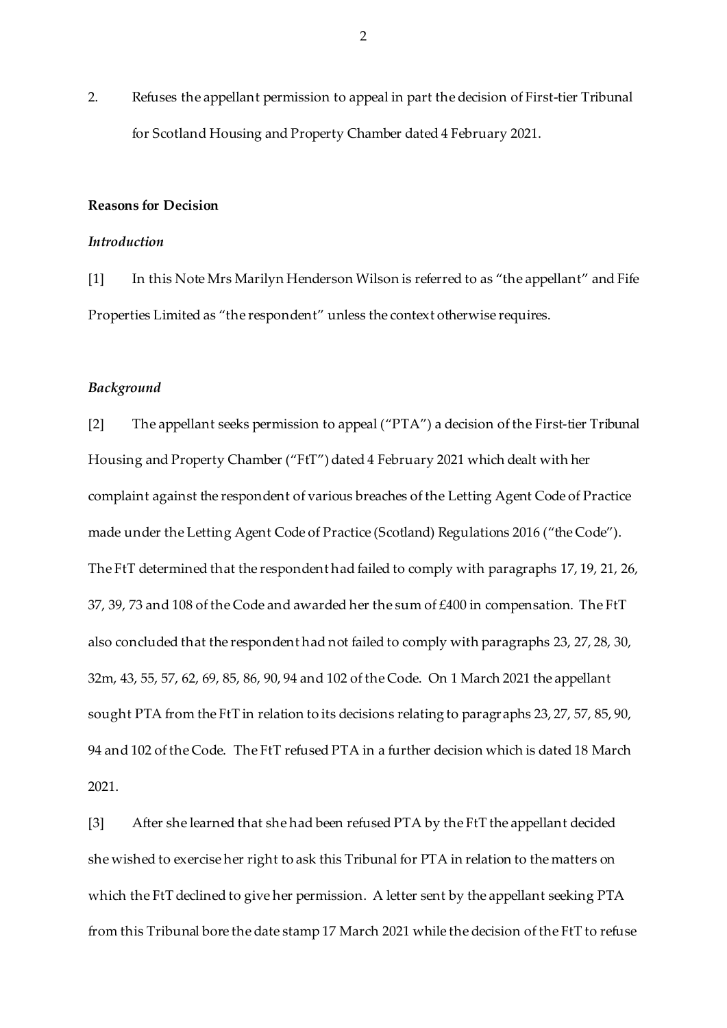2. Refuses the appellant permission to appeal in part the decision of First-tier Tribunal for Scotland Housing and Property Chamber dated 4 February 2021.

**Reasons for Decision**

***Introduction***

[1] In this Note Mrs Marilyn Henderson Wilson is referred to as "the appellant" and Fife Properties Limited as "the respondent" unless the context otherwise requires.

***Background***

[2] The appellant seeks permission to appeal ("PTA") a decision of the First-tier Tribunal Housing and Property Chamber ("FtT") dated 4 February 2021 which dealt with her complaint against the respondent of various breaches of the Letting Agent Code of Practice made under the Letting Agent Code of Practice (Scotland) Regulations 2016 ("the Code"). The FtT determined that the respondent had failed to comply with paragraphs 17, 19, 21, 26, 37, 39, 73 and 108 of the Code and awarded her the sum of £400 in compensation. The FtT also concluded that the respondent had not failed to comply with paragraphs 23, 27, 28, 30, 32m, 43, 55, 57, 62, 69, 85, 86, 90, 94 and 102 of the Code. On 1 March 2021 the appellant sought PTA from the FtT in relation to its decisions relating to paragraphs 23, 27, 57, 85, 90, 94 and 102 of the Code. The FtT refused PTA in a further decision which is dated 18 March 2021.

[3] After she learned that she had been refused PTA by the FtT the appellant decided she wished to exercise her right to ask this Tribunal for PTA in relation to the matters on which the FtT declined to give her permission. A letter sent by the appellant seeking PTA from this Tribunal bore the date stamp 17 March 2021 while the decision of the FtT to refuse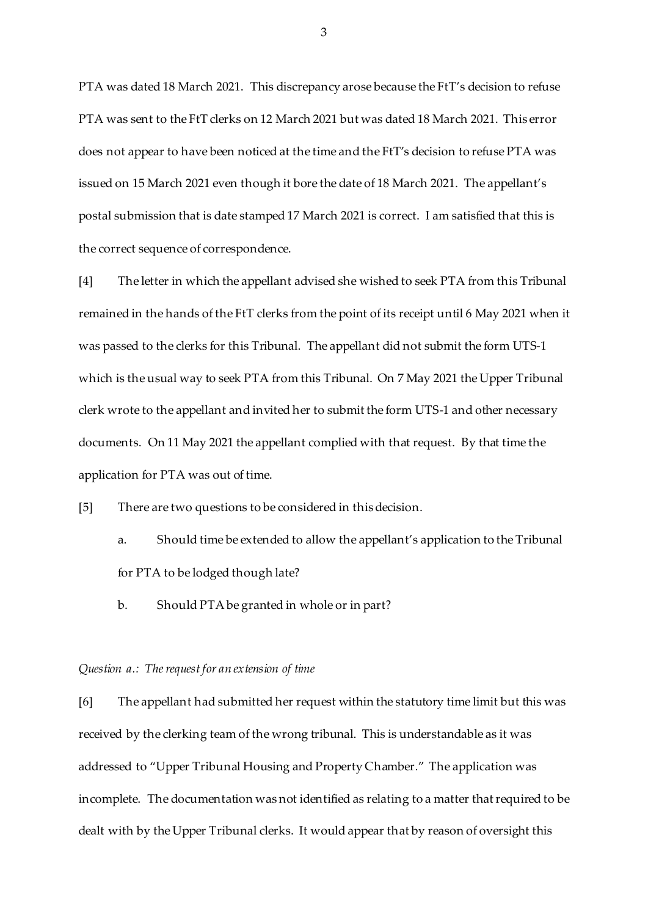PTA was dated 18 March 2021. This discrepancy arose because the FtT's decision to refuse PTA was sent to the FtT clerks on 12 March 2021 but was dated 18 March 2021. This error does not appear to have been noticed at the time and the FtT's decision to refuse PTA was issued on 15 March 2021 even though it bore the date of 18 March 2021. The appellant's postal submission that is date stamped 17 March 2021 is correct. I am satisfied that this is the correct sequence of correspondence.

[4] The letter in which the appellant advised she wished to seek PTA from this Tribunal remained in the hands of the FtT clerks from the point of its receipt until 6 May 2021 when it was passed to the clerks for this Tribunal. The appellant did not submit the form UTS-1 which is the usual way to seek PTA from this Tribunal. On 7 May 2021 the Upper Tribunal clerk wrote to the appellant and invited her to submit the form UTS-1 and other necessary documents. On 11 May 2021 the appellant complied with that request. By that time the application for PTA was out of time.

[5] There are two questions to be considered in this decision.

a. Should time be extended to allow the appellant's application to the Tribunal for PTA to be lodged though late?

b. Should PTA be granted in whole or in part?

*Question a.: The request for an extension of time*

[6] The appellant had submitted her request within the statutory time limit but this was received by the clerking team of the wrong tribunal. This is understandable as it was addressed to "Upper Tribunal Housing and Property Chamber." The application was incomplete. The documentation was not identified as relating to a matter that required to be dealt with by the Upper Tribunal clerks. It would appear that by reason of oversight this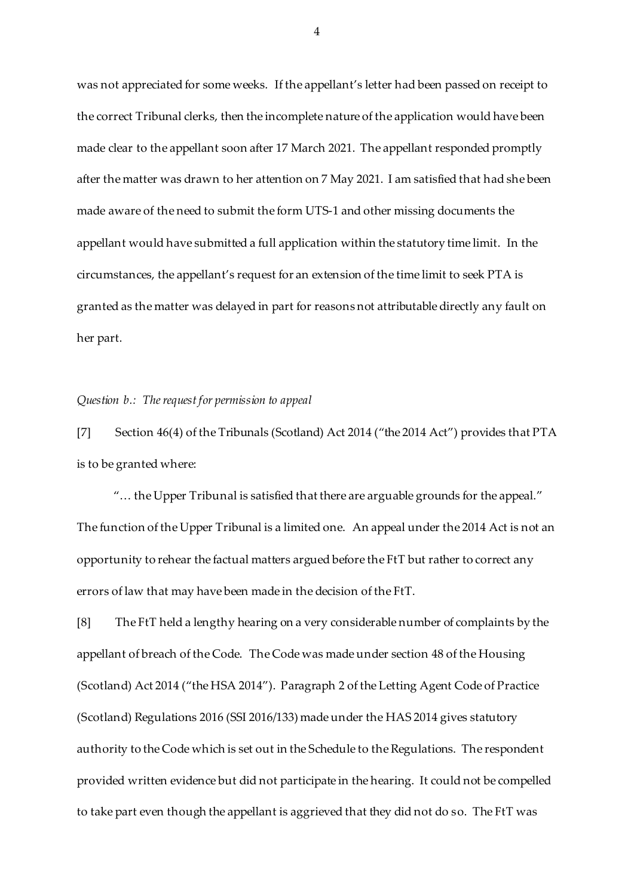was not appreciated for some weeks. If the appellant's letter had been passed on receipt to the correct Tribunal clerks, then the incomplete nature of the application would have been made clear to the appellant soon after 17 March 2021. The appellant responded promptly after the matter was drawn to her attention on 7 May 2021. I am satisfied that had she been made aware of the need to submit the form UTS-1 and other missing documents the appellant would have submitted a full application within the statutory time limit. In the circumstances, the appellant's request for an extension of the time limit to seek PTA is granted as the matter was delayed in part for reasons not attributable directly any fault on her part.

*Question b.: The request for permission to appeal*

[7] Section 46(4) of the Tribunals (Scotland) Act 2014 ("the 2014 Act") provides that PTA is to be granted where:

> "… the Upper Tribunal is satisfied that there are arguable grounds for the appeal."

The function of the Upper Tribunal is a limited one. An appeal under the 2014 Act is not an opportunity to rehear the factual matters argued before the FtT but rather to correct any errors of law that may have been made in the decision of the FtT.

[8] The FtT held a lengthy hearing on a very considerable number of complaints by the appellant of breach of the Code. The Code was made under section 48 of the Housing (Scotland) Act 2014 ("the HSA 2014"). Paragraph 2 of the Letting Agent Code of Practice (Scotland) Regulations 2016 (SSI 2016/133) made under the HAS 2014 gives statutory authority to the Code which is set out in the Schedule to the Regulations. The respondent provided written evidence but did not participate in the hearing. It could not be compelled to take part even though the appellant is aggrieved that they did not do so. The FtT was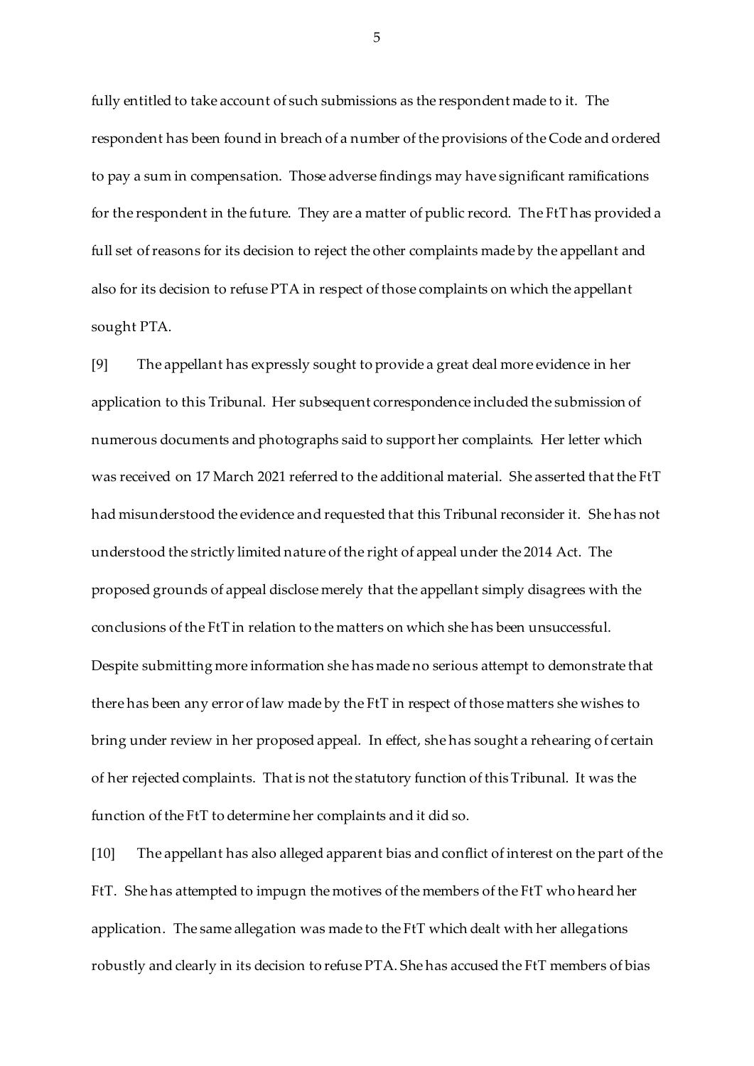fully entitled to take account of such submissions as the respondent made to it. The respondent has been found in breach of a number of the provisions of the Code and ordered to pay a sum in compensation. Those adverse findings may have significant ramifications for the respondent in the future. They are a matter of public record. The FtT has provided a full set of reasons for its decision to reject the other complaints made by the appellant and also for its decision to refuse PTA in respect of those complaints on which the appellant sought PTA.

[9] The appellant has expressly sought to provide a great deal more evidence in her application to this Tribunal. Her subsequent correspondence included the submission of numerous documents and photographs said to support her complaints. Her letter which was received on 17 March 2021 referred to the additional material. She asserted that the FtT had misunderstood the evidence and requested that this Tribunal reconsider it. She has not understood the strictly limited nature of the right of appeal under the 2014 Act. The proposed grounds of appeal disclose merely that the appellant simply disagrees with the conclusions of the FtT in relation to the matters on which she has been unsuccessful. Despite submitting more information she has made no serious attempt to demonstrate that there has been any error of law made by the FtT in respect of those matters she wishes to bring under review in her proposed appeal. In effect, she has sought a rehearing of certain of her rejected complaints. That is not the statutory function of this Tribunal. It was the function of the FtT to determine her complaints and it did so.

[10] The appellant has also alleged apparent bias and conflict of interest on the part of the FtT. She has attempted to impugn the motives of the members of the FtT who heard her application. The same allegation was made to the FtT which dealt with her allegations robustly and clearly in its decision to refuse PTA. She has accused the FtT members of bias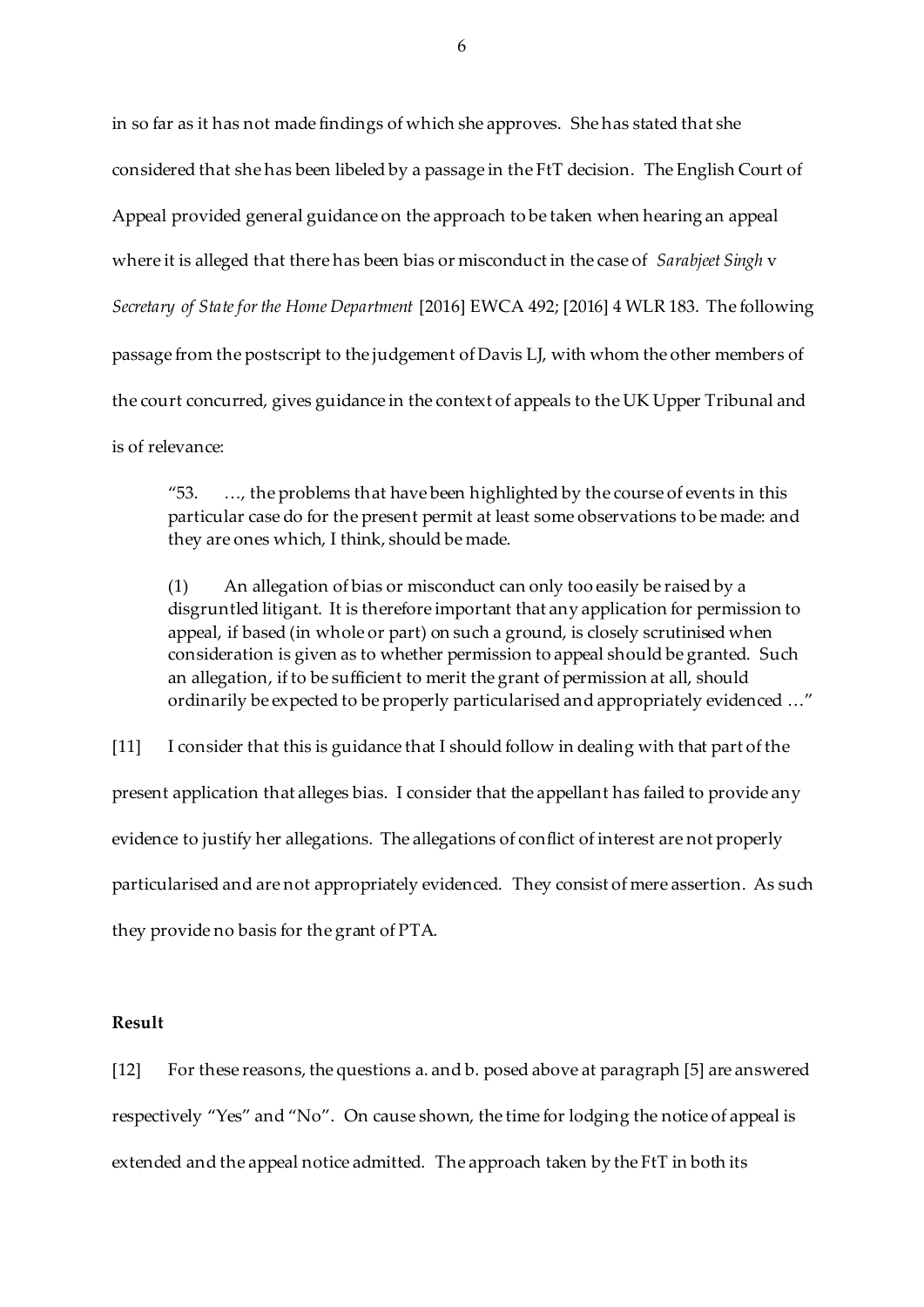in so far as it has not made findings of which she approves. She has stated that she considered that she has been libeled by a passage in the FtT decision. The English Court of Appeal provided general guidance on the approach to be taken when hearing an appeal where it is alleged that there has been bias or misconduct in the case of *Sarabjeet Singh* v *Secretary of State for the Home Department* [2016] EWCA 492; [2016] 4 WLR 183. The following passage from the postscript to the judgement of Davis LJ, with whom the other members of the court concurred, gives guidance in the context of appeals to the UK Upper Tribunal and is of relevance:

> "53. …, the problems that have been highlighted by the course of events in this particular case do for the present permit at least some observations to be made: and they are ones which, I think, should be made.
>
> (1) An allegation of bias or misconduct can only too easily be raised by a disgruntled litigant. It is therefore important that any application for permission to appeal, if based (in whole or part) on such a ground, is closely scrutinised when consideration is given as to whether permission to appeal should be granted. Such an allegation, if to be sufficient to merit the grant of permission at all, should ordinarily be expected to be properly particularised and appropriately evidenced …"

[11] I consider that this is guidance that I should follow in dealing with that part of the present application that alleges bias. I consider that the appellant has failed to provide any evidence to justify her allegations. The allegations of conflict of interest are not properly particularised and are not appropriately evidenced. They consist of mere assertion. As such they provide no basis for the grant of PTA.

**Result**

[12] For these reasons, the questions a. and b. posed above at paragraph [5] are answered respectively "Yes" and "No". On cause shown, the time for lodging the notice of appeal is extended and the appeal notice admitted. The approach taken by the FtT in both its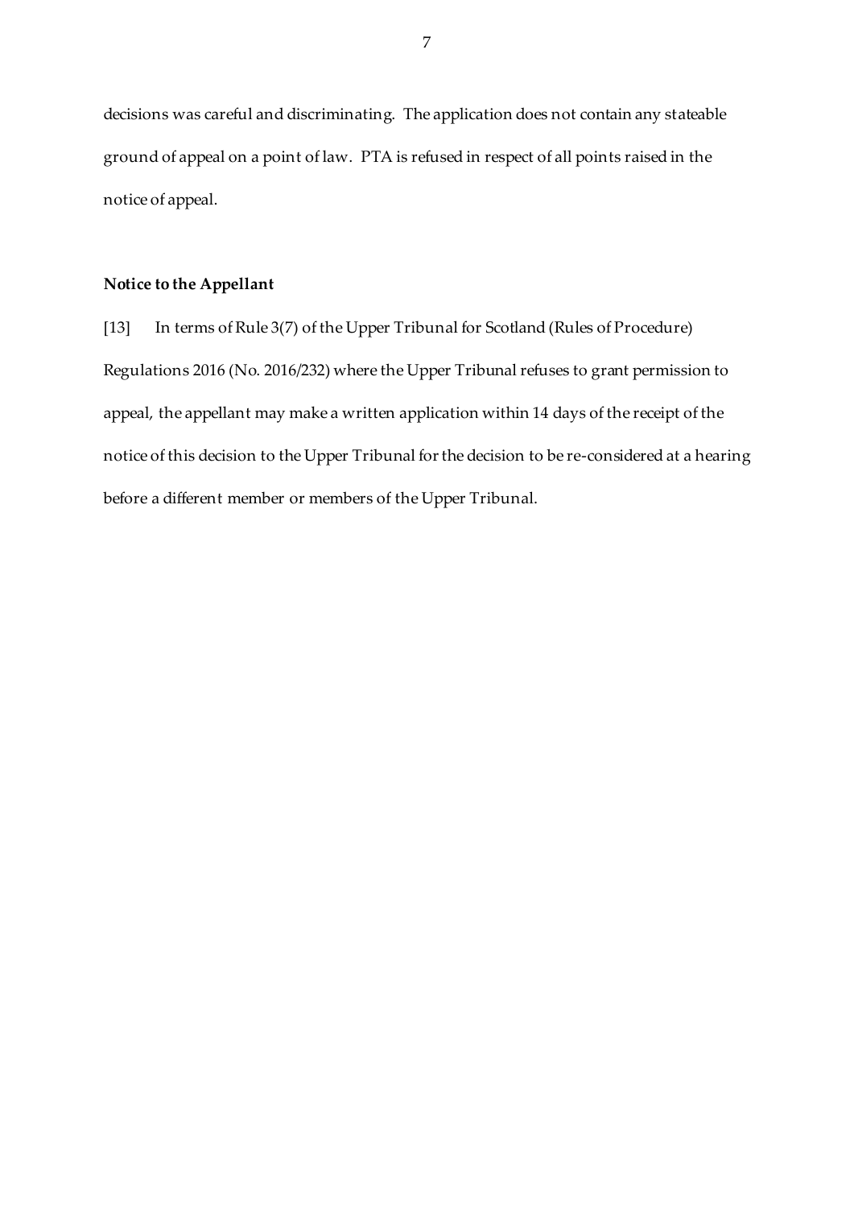decisions was careful and discriminating. The application does not contain any stateable ground of appeal on a point of law. PTA is refused in respect of all points raised in the notice of appeal.

**Notice to the Appellant**

[13] In terms of Rule 3(7) of the Upper Tribunal for Scotland (Rules of Procedure) Regulations 2016 (No. 2016/232) where the Upper Tribunal refuses to grant permission to appeal, the appellant may make a written application within 14 days of the receipt of the notice of this decision to the Upper Tribunal for the decision to be re-considered at a hearing before a different member or members of the Upper Tribunal.